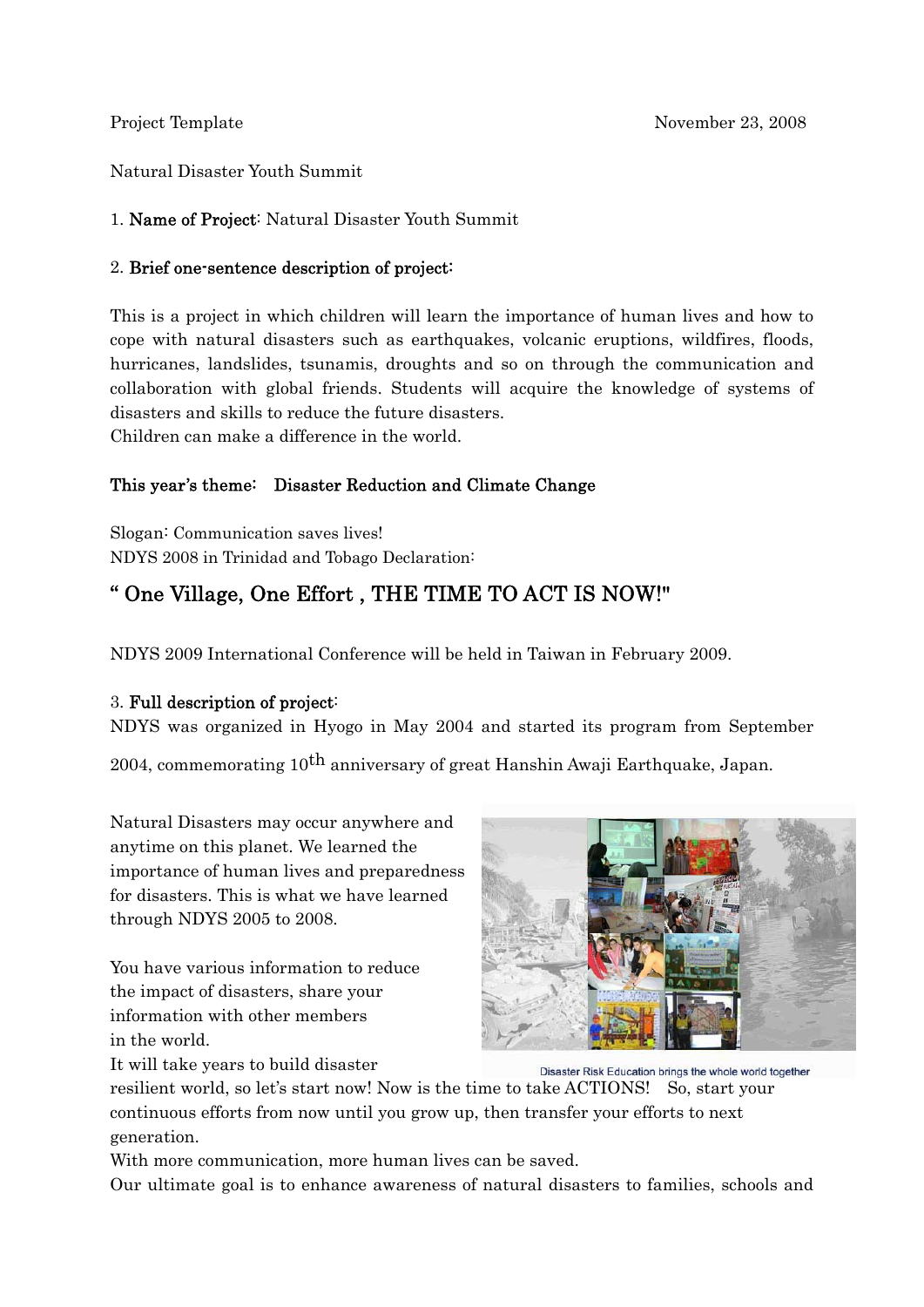Project Template November 23, 2008

Natural Disaster Youth Summit

1. **Name of Project**: Natural Disaster Youth Summit

2. **Brief one-sentence description of project:**

This is a project in which children will learn the importance of human lives and how to cope with natural disasters such as earthquakes, volcanic eruptions, wildfires, floods, hurricanes, landslides, tsunamis, droughts and so on through the communication and collaboration with global friends. Students will acquire the knowledge of systems of disasters and skills to reduce the future disasters.
Children can make a difference in the world.

**This year's theme: Disaster Reduction and Climate Change**

Slogan: Communication saves lives!
NDYS 2008 in Trinidad and Tobago Declaration:

## " One Village, One Effort , THE TIME TO ACT IS NOW!"

NDYS 2009 International Conference will be held in Taiwan in February 2009.

3. **Full description of project**:
NDYS was organized in Hyogo in May 2004 and started its program from September 2004, commemorating 10th anniversary of great Hanshin Awaji Earthquake, Japan.

Natural Disasters may occur anywhere and anytime on this planet. We learned the importance of human lives and preparedness for disasters. This is what we have learned through NDYS 2005 to 2008.

You have various information to reduce the impact of disasters, share your information with other members in the world.
It will take years to build disaster resilient world, so let's start now! Now is the time to take ACTIONS! So, start your continuous efforts from now until you grow up, then transfer your efforts to next generation.
With more communication, more human lives can be saved.
Our ultimate goal is to enhance awareness of natural disasters to families, schools and

Disaster Risk Education brings the whole world together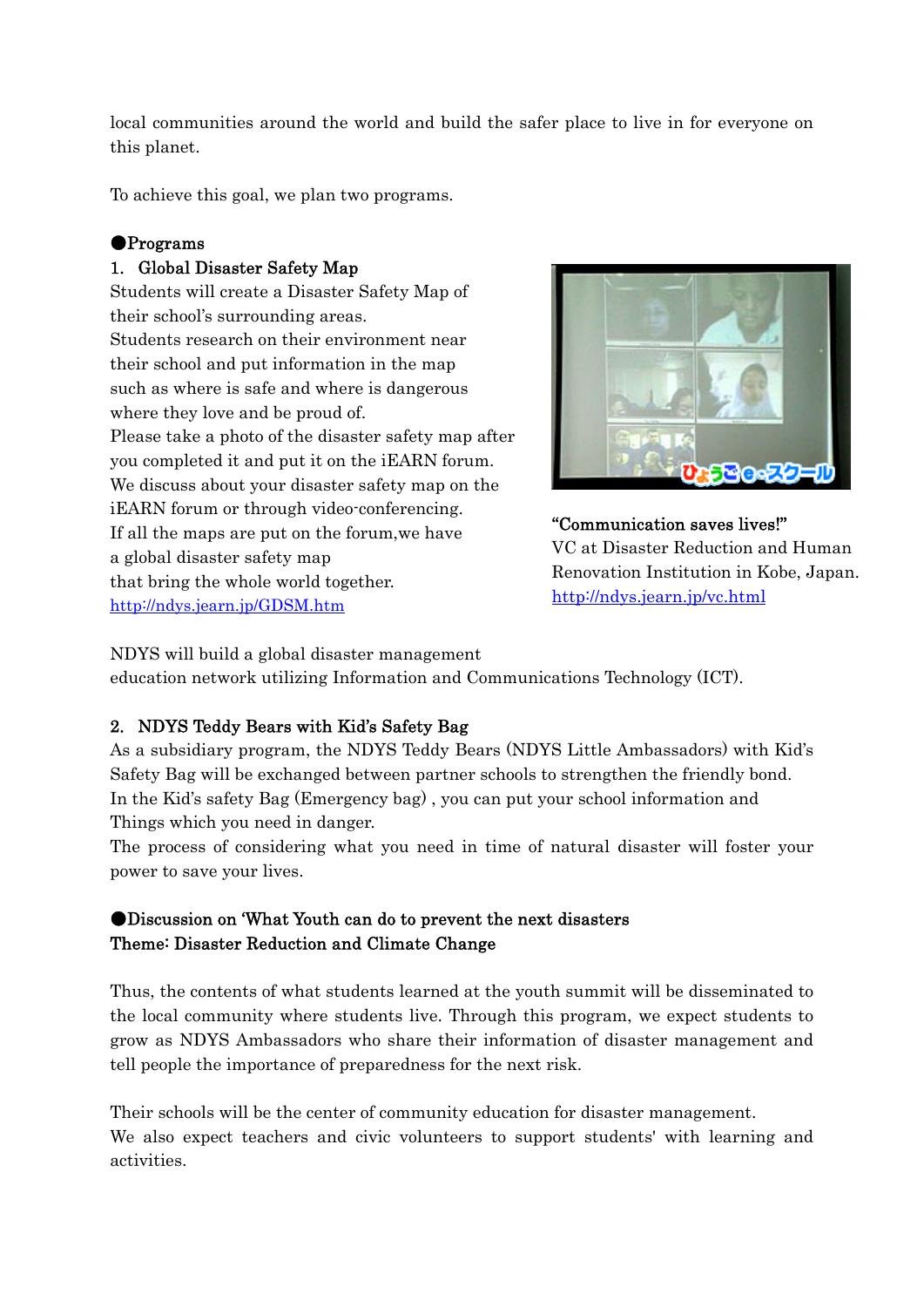local communities around the world and build the safer place to live in for everyone on this planet.

To achieve this goal, we plan two programs.

●**Programs**

1. **Global Disaster Safety Map**

Students will create a Disaster Safety Map of their school's surrounding areas.
Students research on their environment near their school and put information in the map such as where is safe and where is dangerous where they love and be proud of.
Please take a photo of the disaster safety map after you completed it and put it on the iEARN forum.
We discuss about your disaster safety map on the iEARN forum or through video-conferencing.
If all the maps are put on the forum,we have a global disaster safety map that bring the whole world together.
http://ndys.jearn.jp/GDSM.htm

**"Communication saves lives!"**
VC at Disaster Reduction and Human Renovation Institution in Kobe, Japan.
http://ndys.jearn.jp/vc.html

NDYS will build a global disaster management education network utilizing Information and Communications Technology (ICT).

2. **NDYS Teddy Bears with Kid's Safety Bag**

As a subsidiary program, the NDYS Teddy Bears (NDYS Little Ambassadors) with Kid's Safety Bag will be exchanged between partner schools to strengthen the friendly bond.
In the Kid's safety Bag (Emergency bag) , you can put your school information and Things which you need in danger.
The process of considering what you need in time of natural disaster will foster your power to save your lives.

●**Discussion on 'What Youth can do to prevent the next disasters**
**Theme: Disaster Reduction and Climate Change**

Thus, the contents of what students learned at the youth summit will be disseminated to the local community where students live. Through this program, we expect students to grow as NDYS Ambassadors who share their information of disaster management and tell people the importance of preparedness for the next risk.

Their schools will be the center of community education for disaster management.
We also expect teachers and civic volunteers to support students' with learning and activities.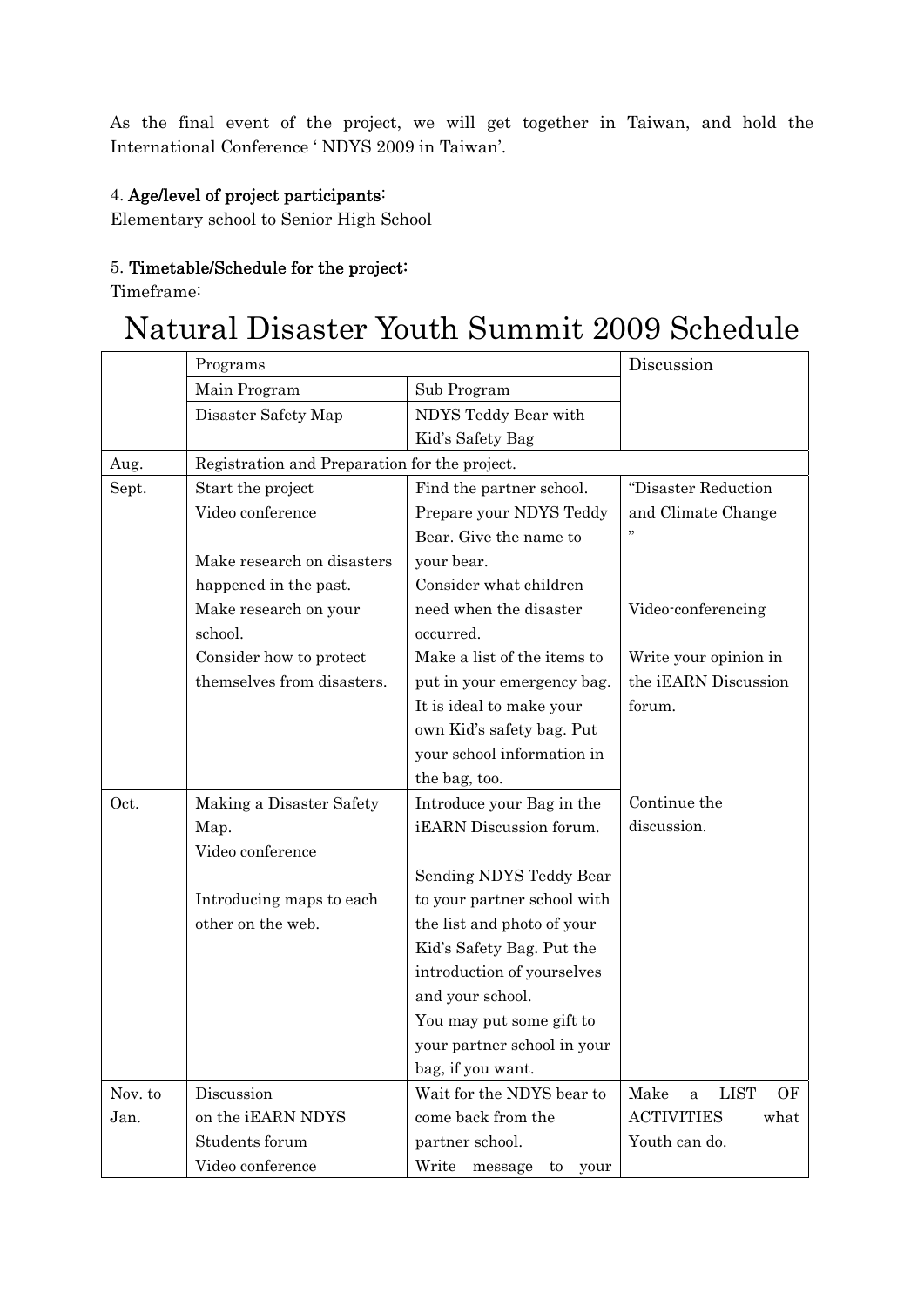As the final event of the project, we will get together in Taiwan, and hold the International Conference ' NDYS 2009 in Taiwan'.

4. **Age/level of project participants**:
Elementary school to Senior High School

5. **Timetable/Schedule for the project:**
Timeframe:

# Natural Disaster Youth Summit 2009 Schedule

| | Programs | | Discussion |
|---|---|---|---|
| | Main Program | Sub Program | |
| | Disaster Safety Map | NDYS Teddy Bear with Kid's Safety Bag | |
| Aug. | Registration and Preparation for the project. | | |
| Sept. | Start the project<br>Video conference<br><br>Make research on disasters happened in the past.<br>Make research on your school.<br>Consider how to protect themselves from disasters. | Find the partner school.<br>Prepare your NDYS Teddy Bear. Give the name to your bear.<br>Consider what children need when the disaster occurred.<br>Make a list of the items to put in your emergency bag. It is ideal to make your own Kid's safety bag. Put your school information in the bag, too. | "Disaster Reduction and Climate Change "<br><br>Video-conferencing<br><br>Write your opinion in the iEARN Discussion forum. |
| Oct. | Making a Disaster Safety Map.<br>Video conference<br><br>Introducing maps to each other on the web. | Introduce your Bag in the iEARN Discussion forum.<br><br>Sending NDYS Teddy Bear to your partner school with the list and photo of your Kid's Safety Bag. Put the introduction of yourselves and your school.<br>You may put some gift to your partner school in your bag, if you want. | Continue the discussion. |
| Nov. to Jan. | Discussion on the iEARN NDYS Students forum<br>Video conference | Wait for the NDYS bear to come back from the partner school.<br>Write message to your | Make a LIST OF ACTIVITIES what Youth can do. |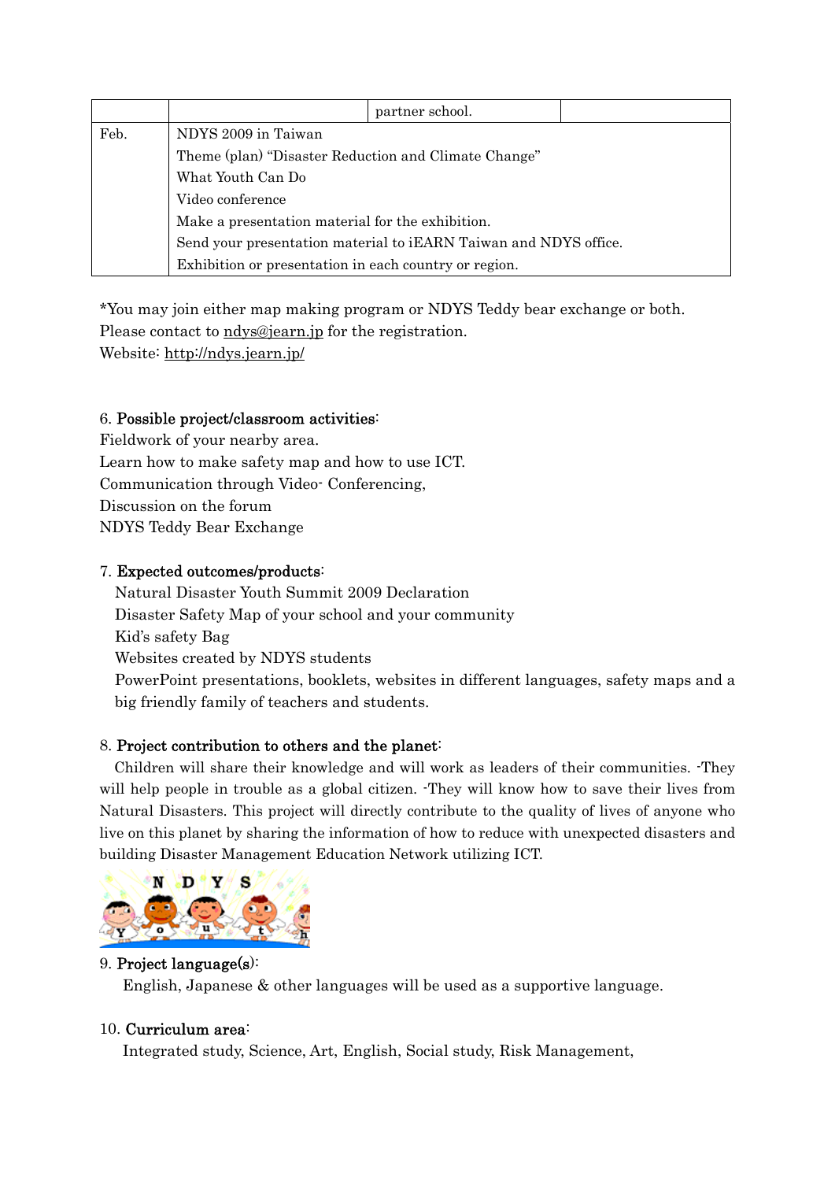| | | partner school. | |
|---|---|---|---|
| Feb. | NDYS 2009 in Taiwan<br>Theme (plan) "Disaster Reduction and Climate Change"<br>What Youth Can Do<br>Video conference<br>Make a presentation material for the exhibition.<br>Send your presentation material to iEARN Taiwan and NDYS office.<br>Exhibition or presentation in each country or region. | | |

*You may join either map making program or NDYS Teddy bear exchange or both.
Please contact to ndys@jearn.jp for the registration.
Website: http://ndys.jearn.jp/

6. **Possible project/classroom activities**:

Fieldwork of your nearby area.
Learn how to make safety map and how to use ICT.
Communication through Video- Conferencing,
Discussion on the forum
NDYS Teddy Bear Exchange

7. **Expected outcomes/products**:

Natural Disaster Youth Summit 2009 Declaration
Disaster Safety Map of your school and your community
Kid's safety Bag
Websites created by NDYS students
PowerPoint presentations, booklets, websites in different languages, safety maps and a big friendly family of teachers and students.

8. **Project contribution to others and the planet**:

Children will share their knowledge and will work as leaders of their communities. -They will help people in trouble as a global citizen. -They will know how to save their lives from Natural Disasters. This project will directly contribute to the quality of lives of anyone who live on this planet by sharing the information of how to reduce with unexpected disasters and building Disaster Management Education Network utilizing ICT.

9. **Project language(s)**:

English, Japanese & other languages will be used as a supportive language.

10. **Curriculum area**:

Integrated study, Science, Art, English, Social study, Risk Management,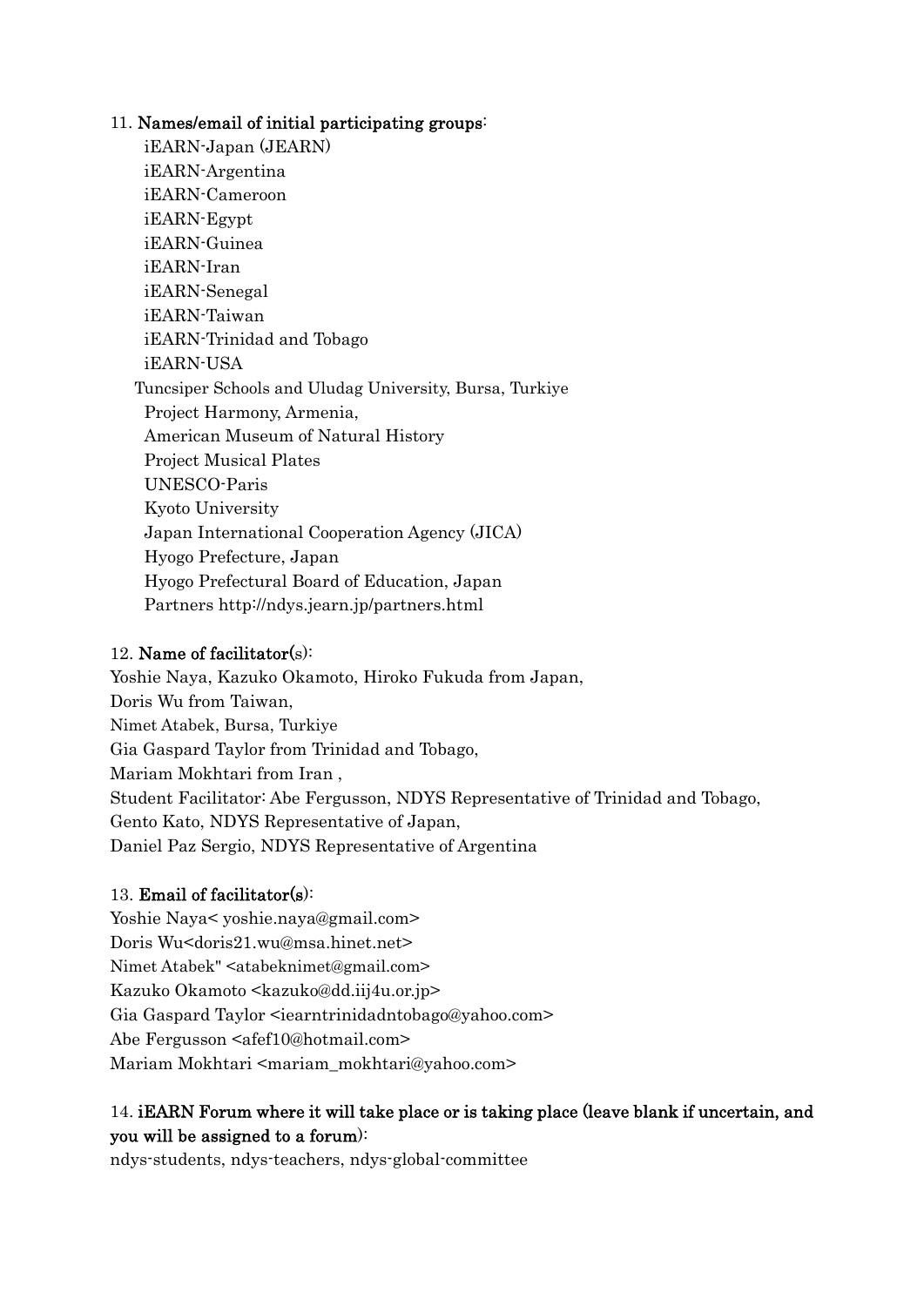11. **Names/email of initial participating groups**:

iEARN-Japan (JEARN)
iEARN-Argentina
iEARN-Cameroon
iEARN-Egypt
iEARN-Guinea
iEARN-Iran
iEARN-Senegal
iEARN-Taiwan
iEARN-Trinidad and Tobago
iEARN-USA
Tuncsiper Schools and Uludag University, Bursa, Turkiye
Project Harmony, Armenia,
American Museum of Natural History
Project Musical Plates
UNESCO-Paris
Kyoto University
Japan International Cooperation Agency (JICA)
Hyogo Prefecture, Japan
Hyogo Prefectural Board of Education, Japan
Partners http://ndys.jearn.jp/partners.html

12. **Name of facilitator**(s):

Yoshie Naya, Kazuko Okamoto, Hiroko Fukuda from Japan,
Doris Wu from Taiwan,
Nimet Atabek, Bursa, Turkiye
Gia Gaspard Taylor from Trinidad and Tobago,
Mariam Mokhtari from Iran ,
Student Facilitator: Abe Fergusson, NDYS Representative of Trinidad and Tobago,
Gento Kato, NDYS Representative of Japan,
Daniel Paz Sergio, NDYS Representative of Argentina

13. **Email of facilitator(s)**:

Yoshie Naya< yoshie.naya@gmail.com>
Doris Wu<doris21.wu@msa.hinet.net>
Nimet Atabek" <atabeknimet@gmail.com>
Kazuko Okamoto <kazuko@dd.iij4u.or.jp>
Gia Gaspard Taylor <iearntrinidadntobago@yahoo.com>
Abe Fergusson <afef10@hotmail.com>
Mariam Mokhtari <mariam_mokhtari@yahoo.com>

14. **iEARN Forum where it will take place or is taking place (leave blank if uncertain, and you will be assigned to a forum)**:

ndys-students, ndys-teachers, ndys-global-committee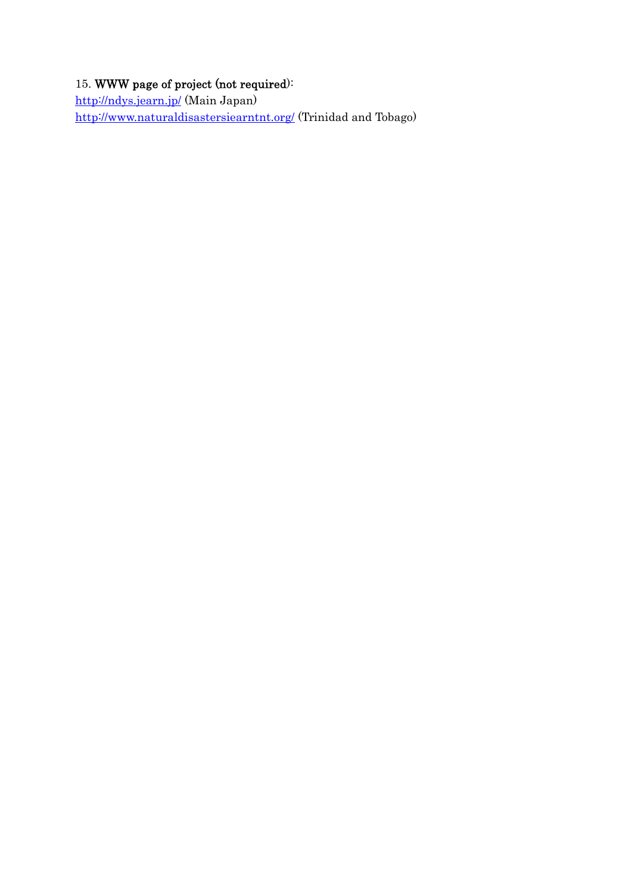15. **WWW page of project (not required)**:

http://ndys.jearn.jp/ (Main Japan)

http://www.naturaldisastersiearntnt.org/ (Trinidad and Tobago)